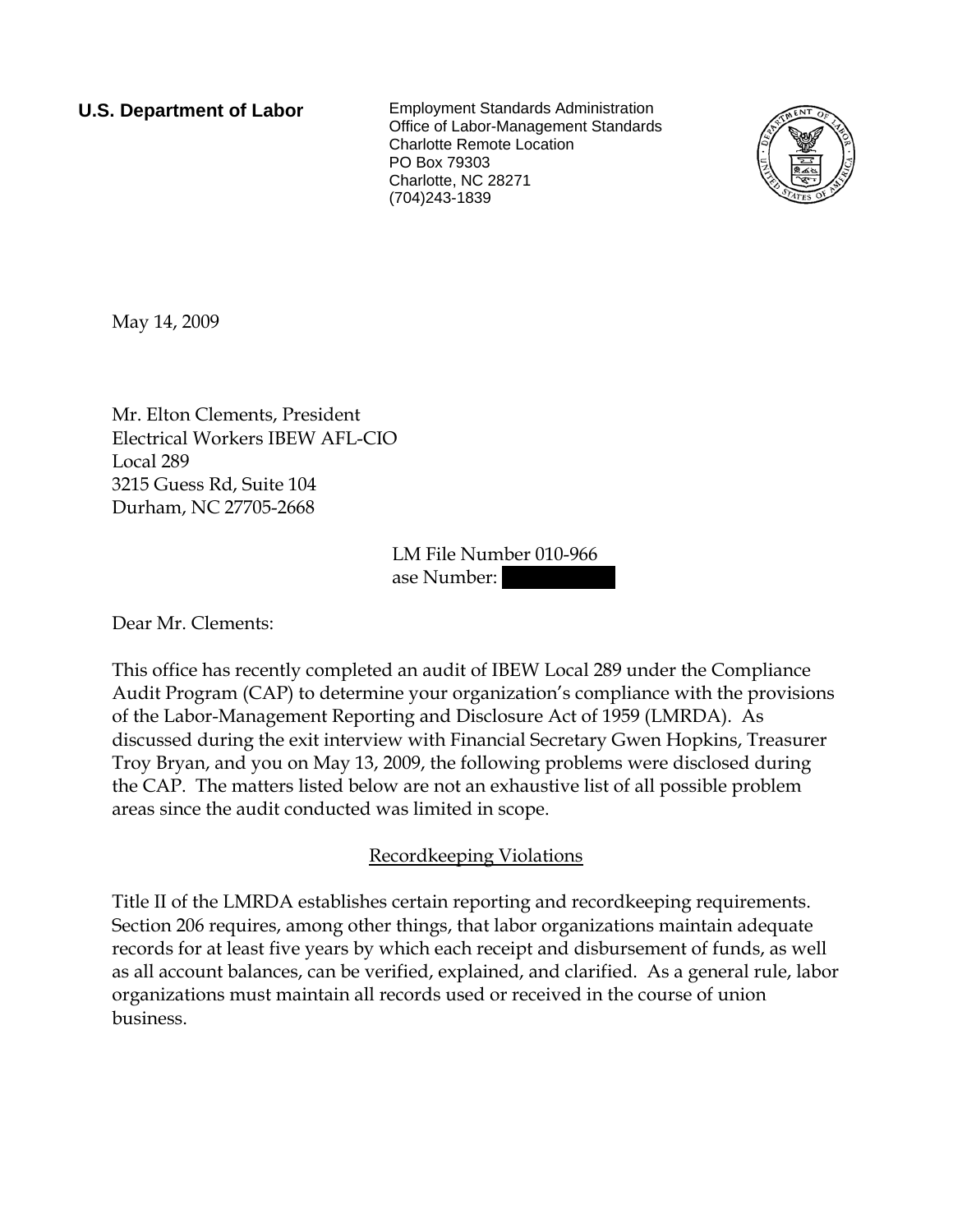**U.S. Department of Labor**

Employment Standards Administration
Office of Labor-Management Standards
Charlotte Remote Location
PO Box 79303
Charlotte, NC 28271
(704)243-1839

May 14, 2009

Mr. Elton Clements, President
Electrical Workers IBEW AFL-CIO
Local 289
3215 Guess Rd, Suite 104
Durham, NC 27705-2668

LM File Number 010-966
ase Number:

Dear Mr. Clements:

This office has recently completed an audit of IBEW Local 289 under the Compliance Audit Program (CAP) to determine your organization's compliance with the provisions of the Labor-Management Reporting and Disclosure Act of 1959 (LMRDA). As discussed during the exit interview with Financial Secretary Gwen Hopkins, Treasurer Troy Bryan, and you on May 13, 2009, the following problems were disclosed during the CAP. The matters listed below are not an exhaustive list of all possible problem areas since the audit conducted was limited in scope.

## Recordkeeping Violations

Title II of the LMRDA establishes certain reporting and recordkeeping requirements. Section 206 requires, among other things, that labor organizations maintain adequate records for at least five years by which each receipt and disbursement of funds, as well as all account balances, can be verified, explained, and clarified. As a general rule, labor organizations must maintain all records used or received in the course of union business.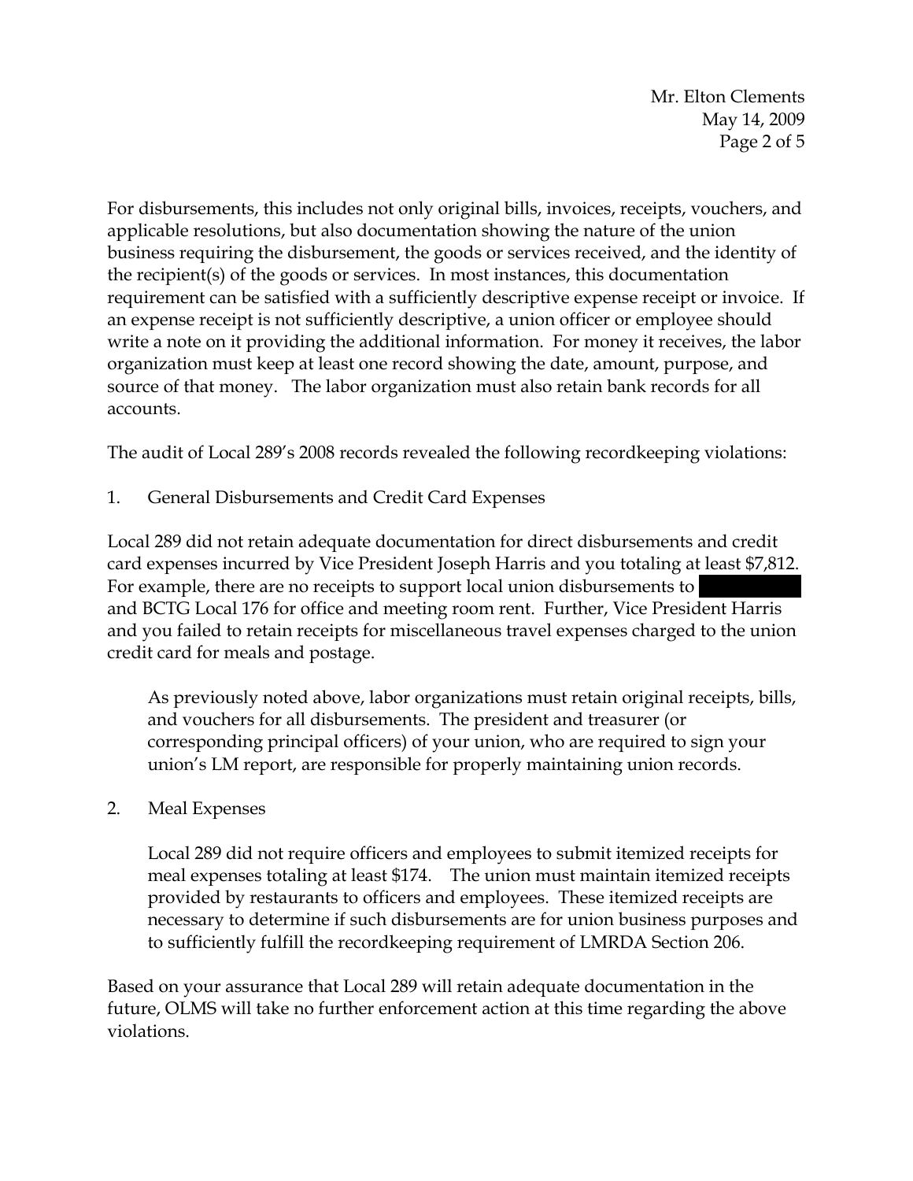For disbursements, this includes not only original bills, invoices, receipts, vouchers, and applicable resolutions, but also documentation showing the nature of the union business requiring the disbursement, the goods or services received, and the identity of the recipient(s) of the goods or services. In most instances, this documentation requirement can be satisfied with a sufficiently descriptive expense receipt or invoice. If an expense receipt is not sufficiently descriptive, a union officer or employee should write a note on it providing the additional information. For money it receives, the labor organization must keep at least one record showing the date, amount, purpose, and source of that money. The labor organization must also retain bank records for all accounts.

The audit of Local 289's 2008 records revealed the following recordkeeping violations:

1. General Disbursements and Credit Card Expenses

Local 289 did not retain adequate documentation for direct disbursements and credit card expenses incurred by Vice President Joseph Harris and you totaling at least $7,812. For example, there are no receipts to support local union disbursements to and BCTG Local 176 for office and meeting room rent. Further, Vice President Harris and you failed to retain receipts for miscellaneous travel expenses charged to the union credit card for meals and postage.

As previously noted above, labor organizations must retain original receipts, bills, and vouchers for all disbursements. The president and treasurer (or corresponding principal officers) of your union, who are required to sign your union's LM report, are responsible for properly maintaining union records.

2. Meal Expenses

Local 289 did not require officers and employees to submit itemized receipts for meal expenses totaling at least $174. The union must maintain itemized receipts provided by restaurants to officers and employees. These itemized receipts are necessary to determine if such disbursements are for union business purposes and to sufficiently fulfill the recordkeeping requirement of LMRDA Section 206.

Based on your assurance that Local 289 will retain adequate documentation in the future, OLMS will take no further enforcement action at this time regarding the above violations.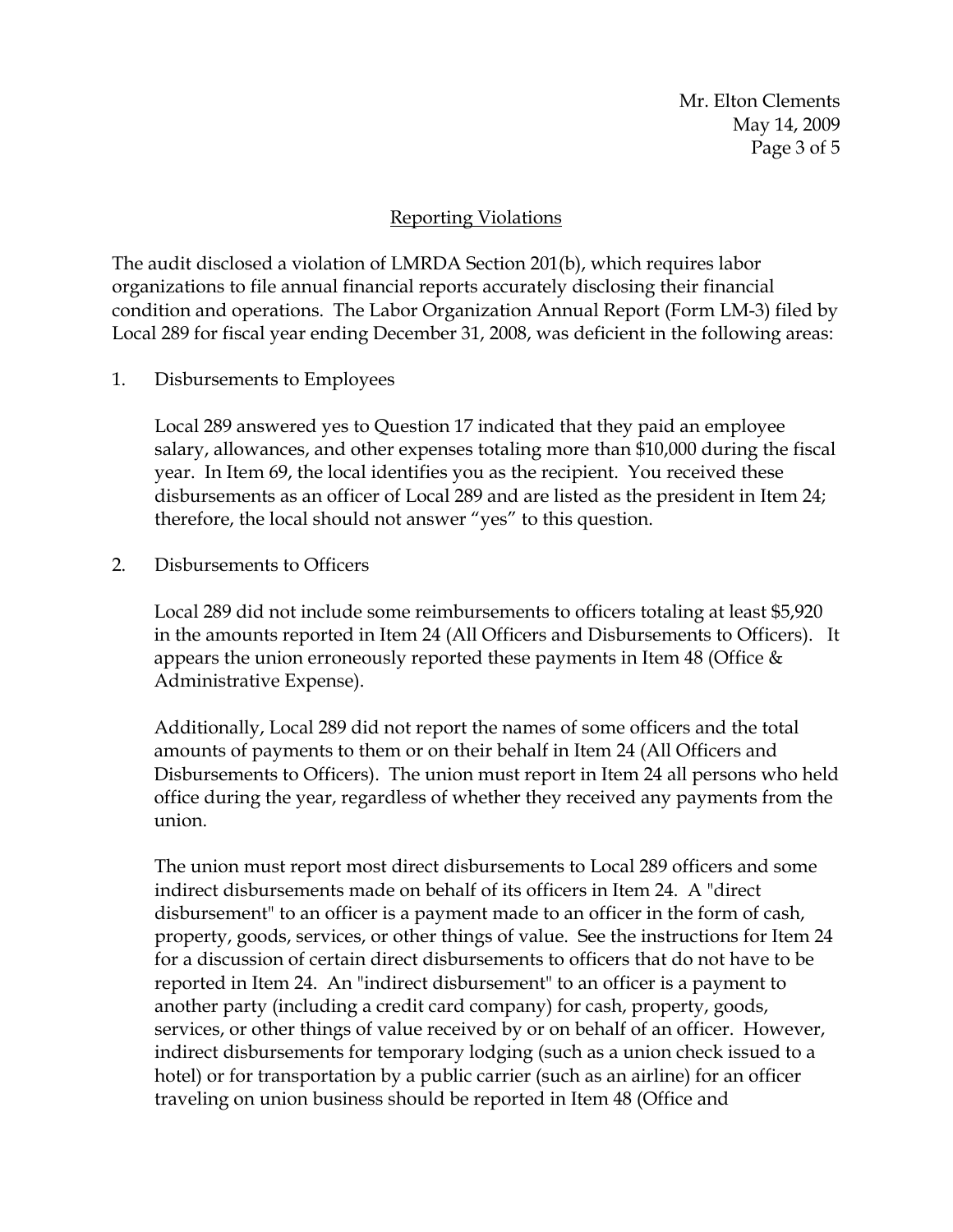## Reporting Violations

The audit disclosed a violation of LMRDA Section 201(b), which requires labor organizations to file annual financial reports accurately disclosing their financial condition and operations. The Labor Organization Annual Report (Form LM-3) filed by Local 289 for fiscal year ending December 31, 2008, was deficient in the following areas:

1. Disbursements to Employees

   Local 289 answered yes to Question 17 indicated that they paid an employee salary, allowances, and other expenses totaling more than $10,000 during the fiscal year. In Item 69, the local identifies you as the recipient. You received these disbursements as an officer of Local 289 and are listed as the president in Item 24; therefore, the local should not answer "yes" to this question.

2. Disbursements to Officers

   Local 289 did not include some reimbursements to officers totaling at least $5,920 in the amounts reported in Item 24 (All Officers and Disbursements to Officers). It appears the union erroneously reported these payments in Item 48 (Office & Administrative Expense).

   Additionally, Local 289 did not report the names of some officers and the total amounts of payments to them or on their behalf in Item 24 (All Officers and Disbursements to Officers). The union must report in Item 24 all persons who held office during the year, regardless of whether they received any payments from the union.

   The union must report most direct disbursements to Local 289 officers and some indirect disbursements made on behalf of its officers in Item 24. A "direct disbursement" to an officer is a payment made to an officer in the form of cash, property, goods, services, or other things of value. See the instructions for Item 24 for a discussion of certain direct disbursements to officers that do not have to be reported in Item 24. An "indirect disbursement" to an officer is a payment to another party (including a credit card company) for cash, property, goods, services, or other things of value received by or on behalf of an officer. However, indirect disbursements for temporary lodging (such as a union check issued to a hotel) or for transportation by a public carrier (such as an airline) for an officer traveling on union business should be reported in Item 48 (Office and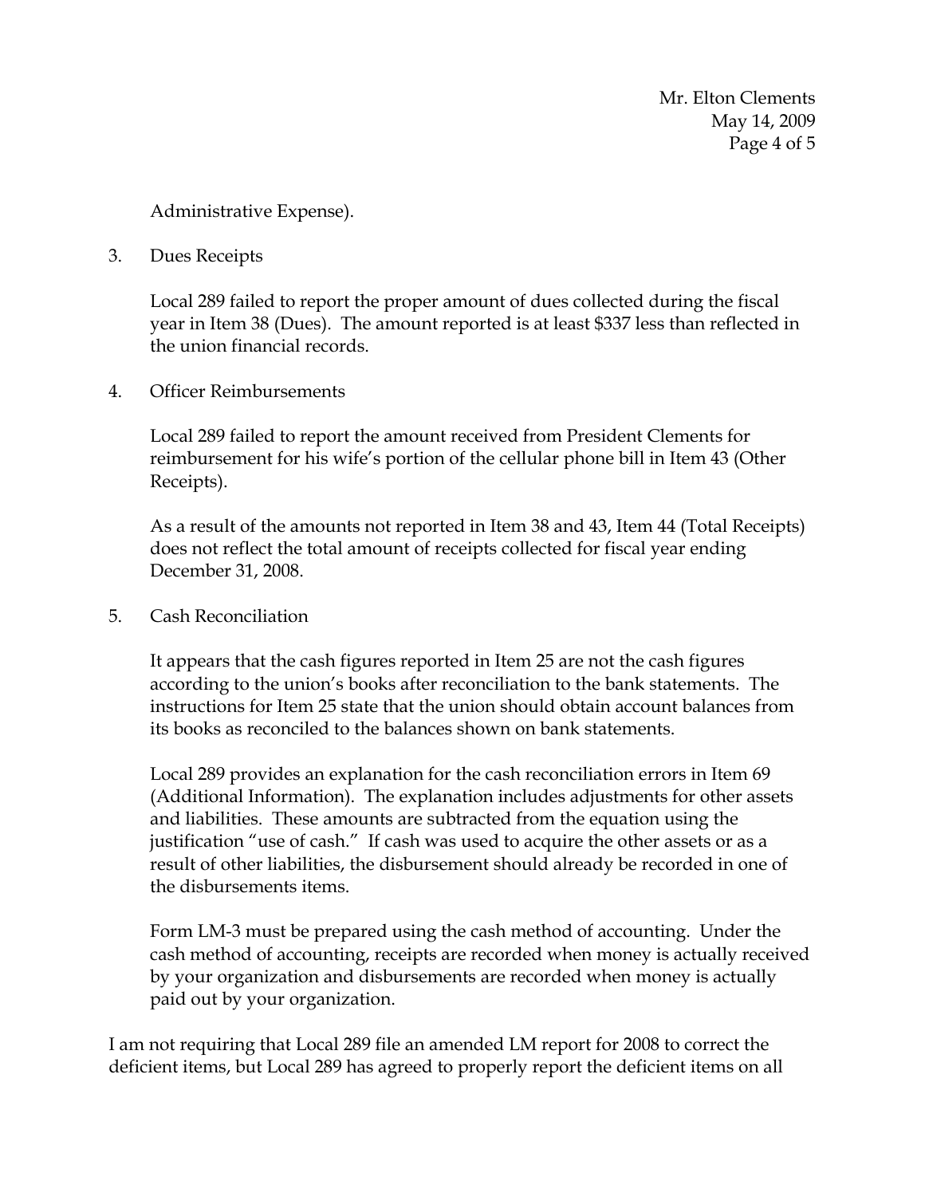Administrative Expense).

3. Dues Receipts

   Local 289 failed to report the proper amount of dues collected during the fiscal year in Item 38 (Dues). The amount reported is at least $337 less than reflected in the union financial records.

4. Officer Reimbursements

   Local 289 failed to report the amount received from President Clements for reimbursement for his wife's portion of the cellular phone bill in Item 43 (Other Receipts).

   As a result of the amounts not reported in Item 38 and 43, Item 44 (Total Receipts) does not reflect the total amount of receipts collected for fiscal year ending December 31, 2008.

5. Cash Reconciliation

   It appears that the cash figures reported in Item 25 are not the cash figures according to the union's books after reconciliation to the bank statements. The instructions for Item 25 state that the union should obtain account balances from its books as reconciled to the balances shown on bank statements.

   Local 289 provides an explanation for the cash reconciliation errors in Item 69 (Additional Information). The explanation includes adjustments for other assets and liabilities. These amounts are subtracted from the equation using the justification "use of cash." If cash was used to acquire the other assets or as a result of other liabilities, the disbursement should already be recorded in one of the disbursements items.

   Form LM-3 must be prepared using the cash method of accounting. Under the cash method of accounting, receipts are recorded when money is actually received by your organization and disbursements are recorded when money is actually paid out by your organization.

I am not requiring that Local 289 file an amended LM report for 2008 to correct the deficient items, but Local 289 has agreed to properly report the deficient items on all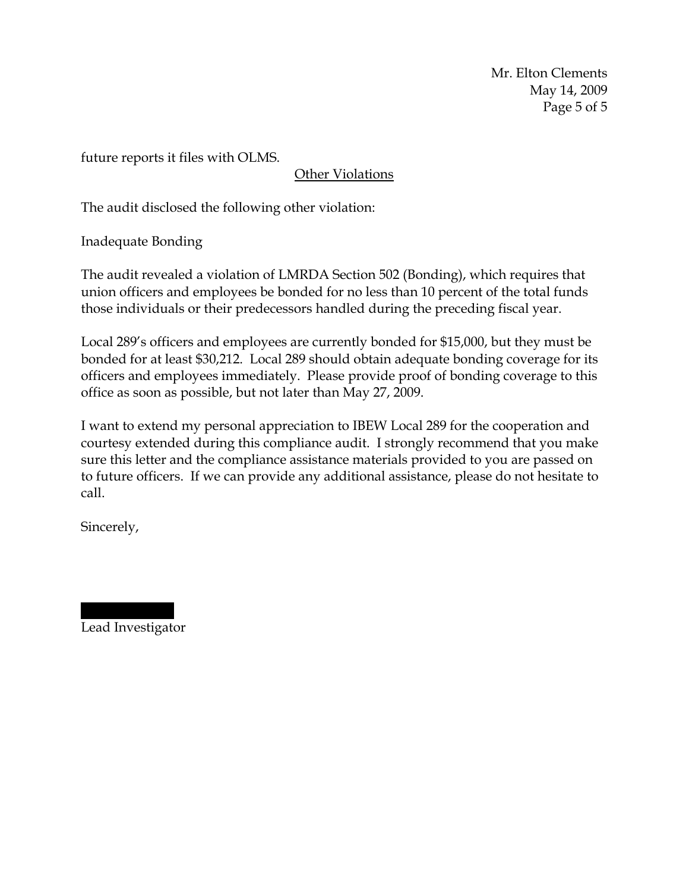future reports it files with OLMS.

## Other Violations

The audit disclosed the following other violation:

Inadequate Bonding

The audit revealed a violation of LMRDA Section 502 (Bonding), which requires that union officers and employees be bonded for no less than 10 percent of the total funds those individuals or their predecessors handled during the preceding fiscal year.

Local 289's officers and employees are currently bonded for $15,000, but they must be bonded for at least $30,212. Local 289 should obtain adequate bonding coverage for its officers and employees immediately. Please provide proof of bonding coverage to this office as soon as possible, but not later than May 27, 2009.

I want to extend my personal appreciation to IBEW Local 289 for the cooperation and courtesy extended during this compliance audit. I strongly recommend that you make sure this letter and the compliance assistance materials provided to you are passed on to future officers. If we can provide any additional assistance, please do not hesitate to call.

Sincerely,

Lead Investigator